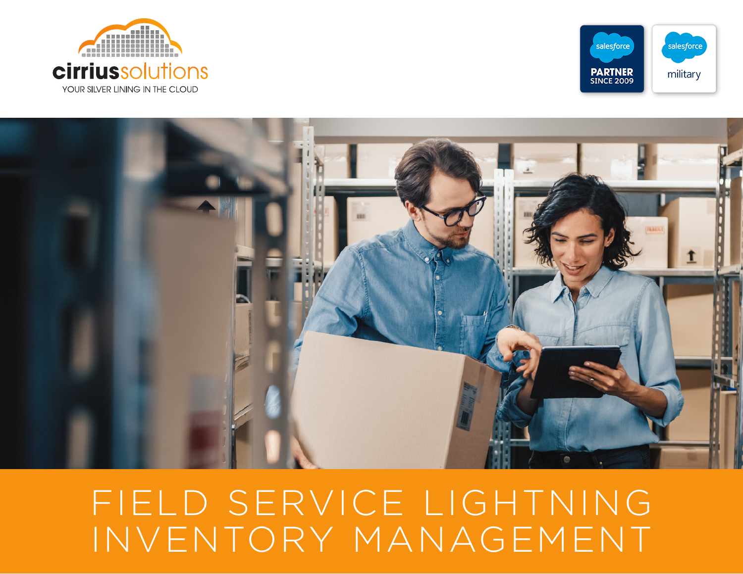cirriussolutions

YOUR SILVER LINING IN THE CLOUD

salesforce PARTNER SINCE 2009

salesforce military

# FIELD SERVICE LIGHTNING INVENTORY MANAGEMENT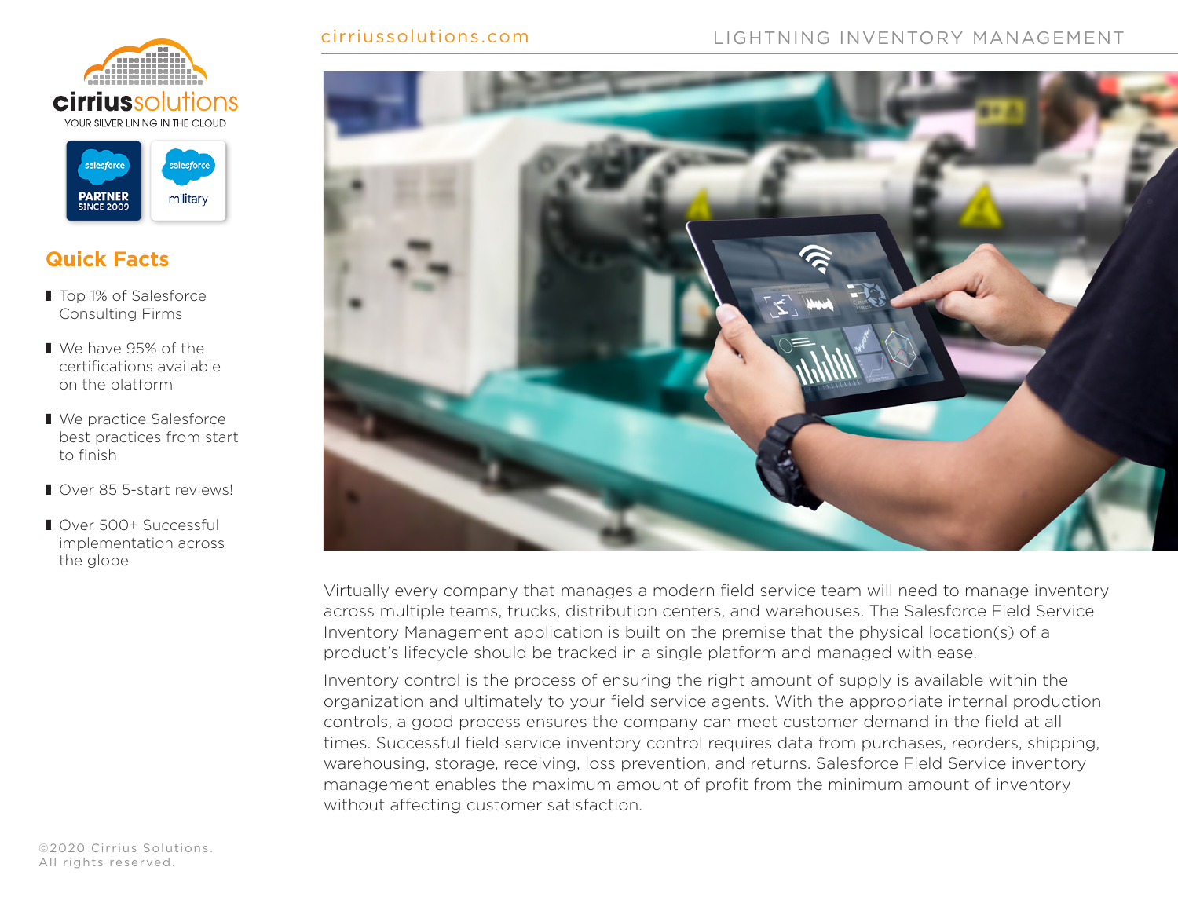## Quick Facts

- Top 1% of Salesforce Consulting Firms
- We have 95% of the certifications available on the platform
- We practice Salesforce best practices from start to finish
- Over 85 5-start reviews!
- Over 500+ Successful implementation across the globe

Virtually every company that manages a modern field service team will need to manage inventory across multiple teams, trucks, distribution centers, and warehouses. The Salesforce Field Service Inventory Management application is built on the premise that the physical location(s) of a product's lifecycle should be tracked in a single platform and managed with ease.

Inventory control is the process of ensuring the right amount of supply is available within the organization and ultimately to your field service agents. With the appropriate internal production controls, a good process ensures the company can meet customer demand in the field at all times. Successful field service inventory control requires data from purchases, reorders, shipping, warehousing, storage, receiving, loss prevention, and returns. Salesforce Field Service inventory management enables the maximum amount of profit from the minimum amount of inventory without affecting customer satisfaction.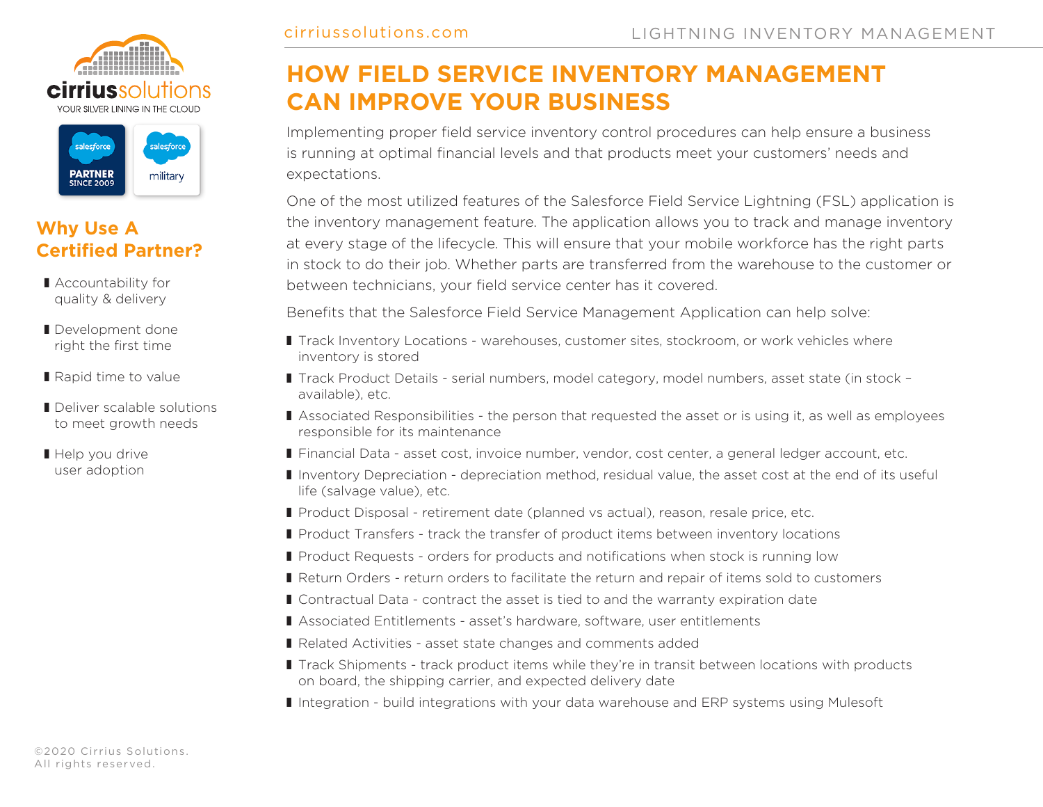# HOW FIELD SERVICE INVENTORY MANAGEMENT CAN IMPROVE YOUR BUSINESS

Implementing proper field service inventory control procedures can help ensure a business is running at optimal financial levels and that products meet your customers' needs and expectations.

One of the most utilized features of the Salesforce Field Service Lightning (FSL) application is the inventory management feature. The application allows you to track and manage inventory at every stage of the lifecycle. This will ensure that your mobile workforce has the right parts in stock to do their job. Whether parts are transferred from the warehouse to the customer or between technicians, your field service center has it covered.

Benefits that the Salesforce Field Service Management Application can help solve:

- Track Inventory Locations - warehouses, customer sites, stockroom, or work vehicles where inventory is stored
- Track Product Details - serial numbers, model category, model numbers, asset state (in stock – available), etc.
- Associated Responsibilities - the person that requested the asset or is using it, as well as employees responsible for its maintenance
- Financial Data - asset cost, invoice number, vendor, cost center, a general ledger account, etc.
- Inventory Depreciation - depreciation method, residual value, the asset cost at the end of its useful life (salvage value), etc.
- Product Disposal - retirement date (planned vs actual), reason, resale price, etc.
- Product Transfers - track the transfer of product items between inventory locations
- Product Requests - orders for products and notifications when stock is running low
- Return Orders - return orders to facilitate the return and repair of items sold to customers
- Contractual Data - contract the asset is tied to and the warranty expiration date
- Associated Entitlements - asset's hardware, software, user entitlements
- Related Activities - asset state changes and comments added
- Track Shipments - track product items while they're in transit between locations with products on board, the shipping carrier, and expected delivery date
- Integration - build integrations with your data warehouse and ERP systems using Mulesoft

## Why Use A Certified Partner?

- Accountability for quality & delivery
- Development done right the first time
- Rapid time to value
- Deliver scalable solutions to meet growth needs
- Help you drive user adoption

©2020 Cirrius Solutions. All rights reserved.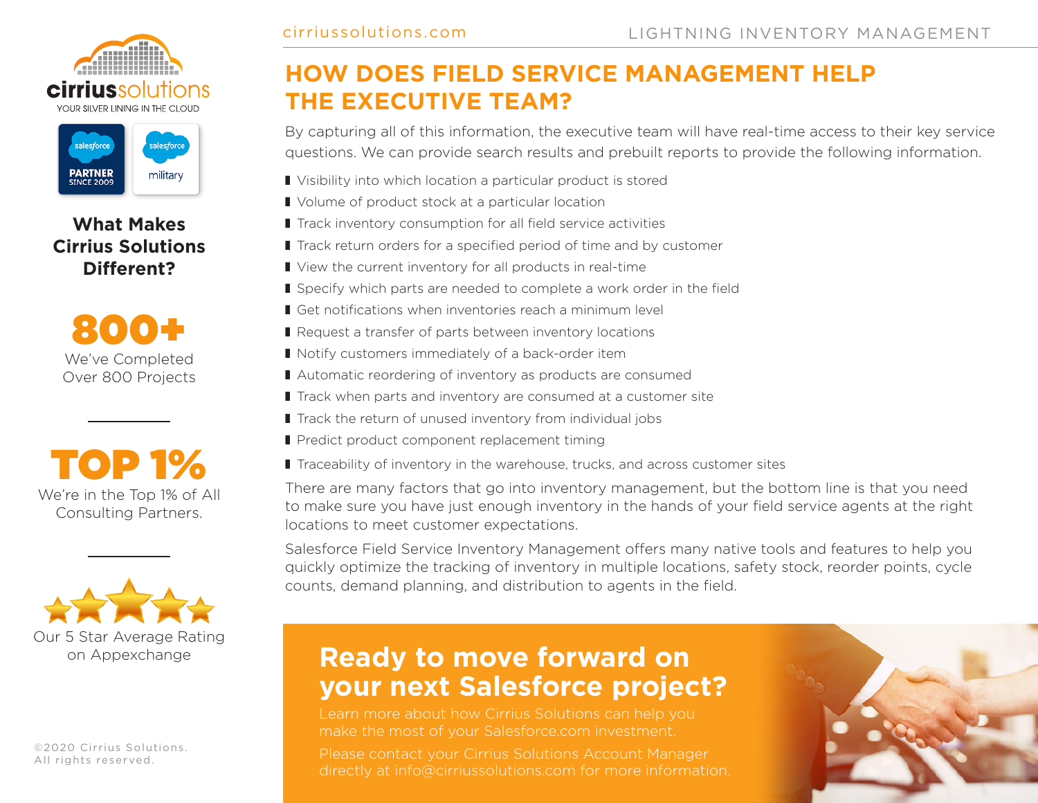# HOW DOES FIELD SERVICE MANAGEMENT HELP THE EXECUTIVE TEAM?

By capturing all of this information, the executive team will have real-time access to their key service questions. We can provide search results and prebuilt reports to provide the following information.

- Visibility into which location a particular product is stored
- Volume of product stock at a particular location
- Track inventory consumption for all field service activities
- Track return orders for a specified period of time and by customer
- View the current inventory for all products in real-time
- Specify which parts are needed to complete a work order in the field
- Get notifications when inventories reach a minimum level
- Request a transfer of parts between inventory locations
- Notify customers immediately of a back-order item
- Automatic reordering of inventory as products are consumed
- Track when parts and inventory are consumed at a customer site
- Track the return of unused inventory from individual jobs
- Predict product component replacement timing
- Traceability of inventory in the warehouse, trucks, and across customer sites

There are many factors that go into inventory management, but the bottom line is that you need to make sure you have just enough inventory in the hands of your field service agents at the right locations to meet customer expectations.

Salesforce Field Service Inventory Management offers many native tools and features to help you quickly optimize the tracking of inventory in multiple locations, safety stock, reorder points, cycle counts, demand planning, and distribution to agents in the field.

## Ready to move forward on your next Salesforce project?

Learn more about how Cirrius Solutions can help you make the most of your Salesforce.com investment.

Please contact your Cirrius Solutions Account Manager directly at info@cirriussolutions.com for more information.

cirriussolutions

YOUR SILVER LINING IN THE CLOUD

salesforce PARTNER SINCE 2009

salesforce military

## What Makes Cirrius Solutions Different?

**800+**

We've Completed Over 800 Projects

**TOP 1%**

We're in the Top 1% of All Consulting Partners.

Our 5 Star Average Rating on Appexchange

©2020 Cirrius Solutions. All rights reserved.